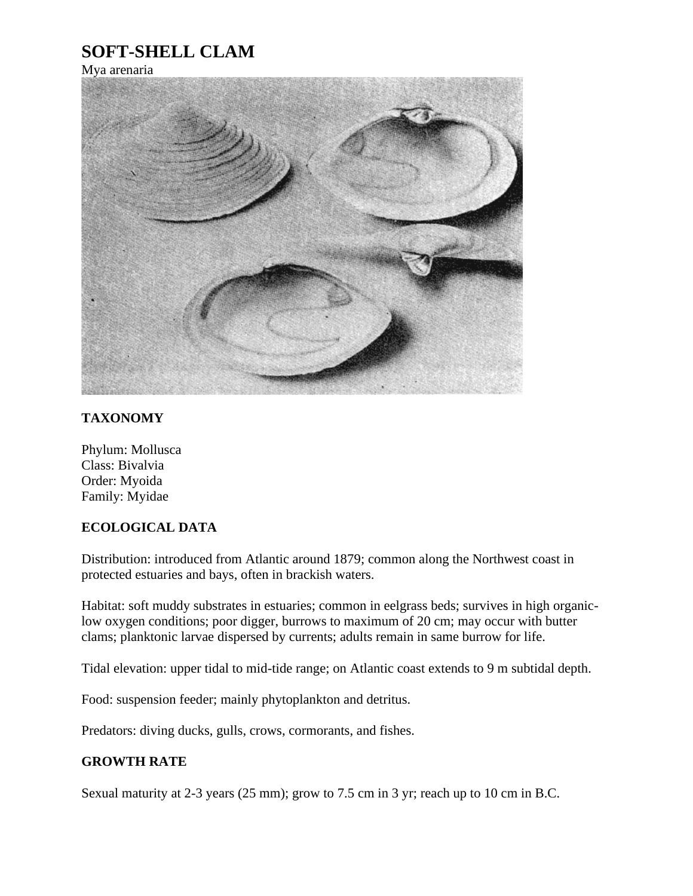# SOFT-SHELL CLAM

Mya arenaria

## TAXONOMY

Phylum: Mollusca
Class: Bivalvia
Order: Myoida
Family: Myidae

## ECOLOGICAL DATA

Distribution: introduced from Atlantic around 1879; common along the Northwest coast in protected estuaries and bays, often in brackish waters.

Habitat: soft muddy substrates in estuaries; common in eelgrass beds; survives in high organic-low oxygen conditions; poor digger, burrows to maximum of 20 cm; may occur with butter clams; planktonic larvae dispersed by currents; adults remain in same burrow for life.

Tidal elevation: upper tidal to mid-tide range; on Atlantic coast extends to 9 m subtidal depth.

Food: suspension feeder; mainly phytoplankton and detritus.

Predators: diving ducks, gulls, crows, cormorants, and fishes.

## GROWTH RATE

Sexual maturity at 2-3 years (25 mm); grow to 7.5 cm in 3 yr; reach up to 10 cm in B.C.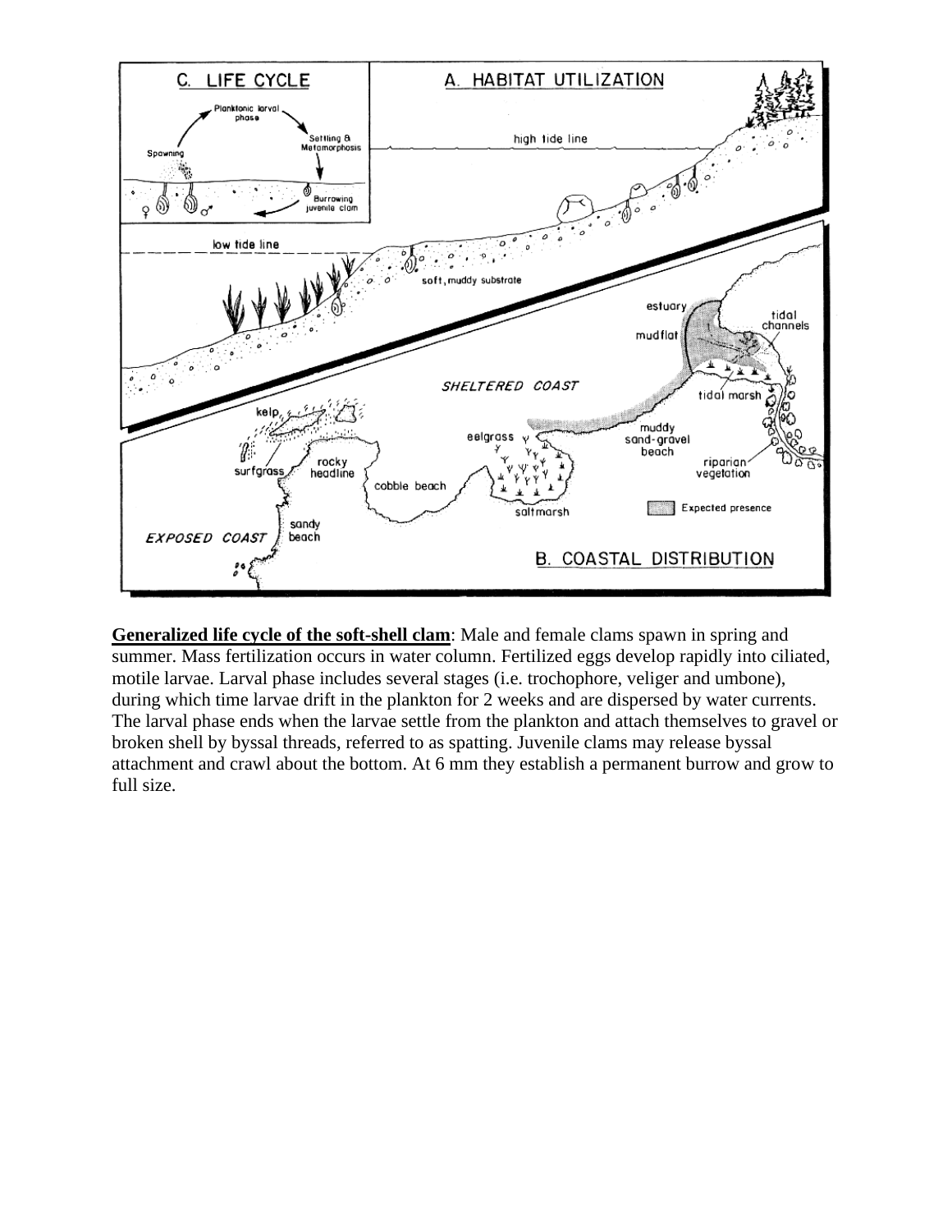C. LIFE CYCLE

Planktonic larval phase

Settling & Metamorphosis

Spawning

Burrowing juvenile clam

A. HABITAT UTILIZATION

high tide line

low tide line

soft, muddy substrate

estuary

tidal channels

mudflat

tidal marsh

SHELTERED COAST

kelp

eelgrass

muddy sand-gravel beach

surfgrass

rocky headline

riparian vegetation

cobble beach

saltmarsh

Expected presence

sandy beach

EXPOSED COAST

B. COASTAL DISTRIBUTION

**Generalized life cycle of the soft-shell clam**: Male and female clams spawn in spring and summer. Mass fertilization occurs in water column. Fertilized eggs develop rapidly into ciliated, motile larvae. Larval phase includes several stages (i.e. trochophore, veliger and umbone), during which time larvae drift in the plankton for 2 weeks and are dispersed by water currents. The larval phase ends when the larvae settle from the plankton and attach themselves to gravel or broken shell by byssal threads, referred to as spatting. Juvenile clams may release byssal attachment and crawl about the bottom. At 6 mm they establish a permanent burrow and grow to full size.